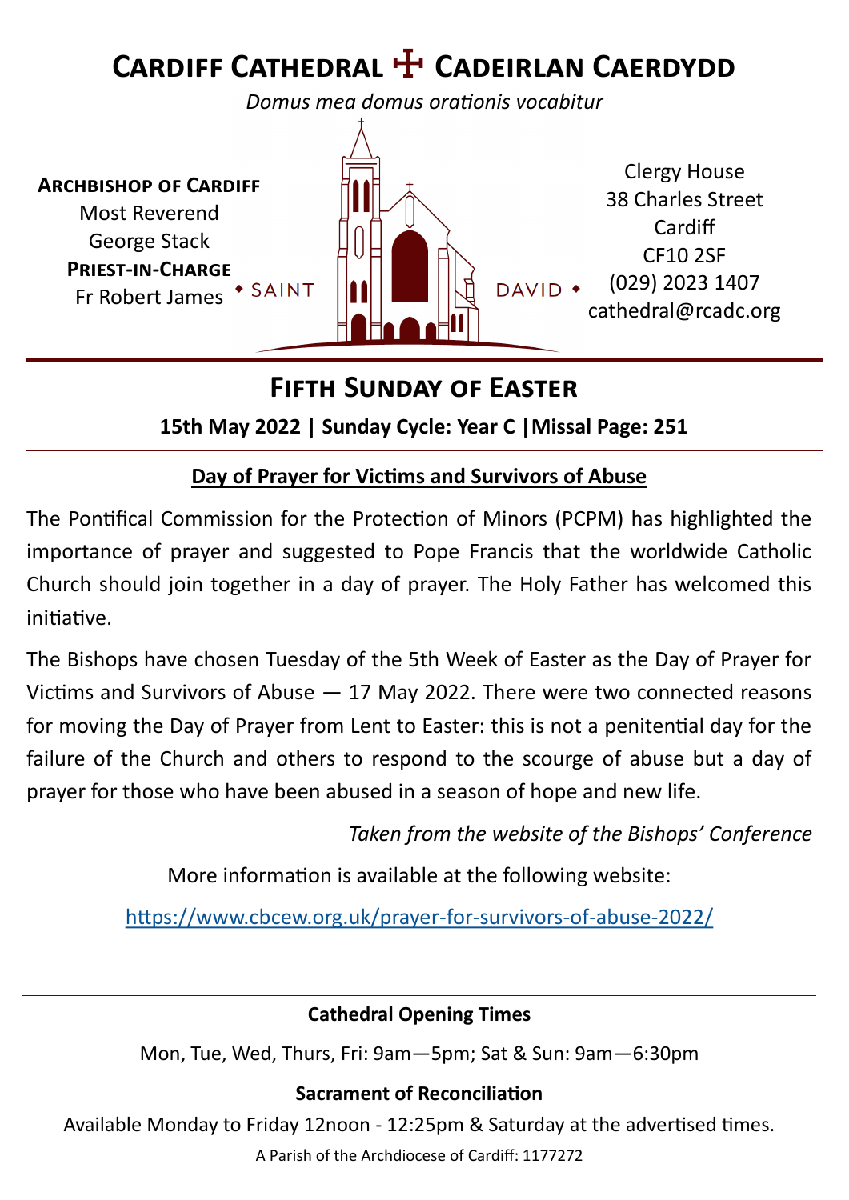# Cardiff Cathedral ☩ Cadeirlan Caerdydd

*Domus mea domus orationis vocabitur*

**Archbishop of Cardiff**
Most Reverend
George Stack
**Priest-in-Charge**
Fr Robert James

• SAINT DAVID •

Clergy House
38 Charles Street
Cardiff
CF10 2SF
(029) 2023 1407
cathedral@rcadc.org

## Fifth Sunday of Easter

**15th May 2022 | Sunday Cycle: Year C |Missal Page: 251**

### Day of Prayer for Victims and Survivors of Abuse

The Pontifical Commission for the Protection of Minors (PCPM) has highlighted the importance of prayer and suggested to Pope Francis that the worldwide Catholic Church should join together in a day of prayer. The Holy Father has welcomed this initiative.

The Bishops have chosen Tuesday of the 5th Week of Easter as the Day of Prayer for Victims and Survivors of Abuse — 17 May 2022. There were two connected reasons for moving the Day of Prayer from Lent to Easter: this is not a penitential day for the failure of the Church and others to respond to the scourge of abuse but a day of prayer for those who have been abused in a season of hope and new life.

*Taken from the website of the Bishops' Conference*

More information is available at the following website:

https://www.cbcew.org.uk/prayer-for-survivors-of-abuse-2022/

**Cathedral Opening Times**

Mon, Tue, Wed, Thurs, Fri: 9am—5pm; Sat & Sun: 9am—6:30pm

**Sacrament of Reconciliation**

Available Monday to Friday 12noon - 12:25pm & Saturday at the advertised times.

A Parish of the Archdiocese of Cardiff: 1177272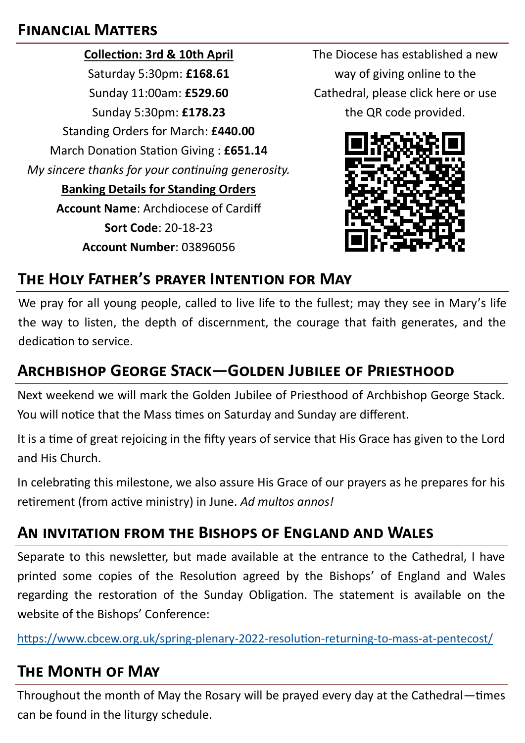## Financial Matters

**Collection: 3rd & 10th April**

Saturday 5:30pm: **£168.61**

Sunday 11:00am: **£529.60**

Sunday 5:30pm: **£178.23**

Standing Orders for March: **£440.00**

March Donation Station Giving : **£651.14**

*My sincere thanks for your continuing generosity.*

**Banking Details for Standing Orders**

**Account Name**: Archdiocese of Cardiff

**Sort Code**: 20-18-23

**Account Number**: 03896056

The Diocese has established a new way of giving online to the Cathedral, please click here or use the QR code provided.

## The Holy Father's prayer Intention for May

We pray for all young people, called to live life to the fullest; may they see in Mary's life the way to listen, the depth of discernment, the courage that faith generates, and the dedication to service.

## Archbishop George Stack—Golden Jubilee of Priesthood

Next weekend we will mark the Golden Jubilee of Priesthood of Archbishop George Stack. You will notice that the Mass times on Saturday and Sunday are different.

It is a time of great rejoicing in the fifty years of service that His Grace has given to the Lord and His Church.

In celebrating this milestone, we also assure His Grace of our prayers as he prepares for his retirement (from active ministry) in June. *Ad multos annos!*

## An invitation from the Bishops of England and Wales

Separate to this newsletter, but made available at the entrance to the Cathedral, I have printed some copies of the Resolution agreed by the Bishops' of England and Wales regarding the restoration of the Sunday Obligation. The statement is available on the website of the Bishops' Conference:

https://www.cbcew.org.uk/spring-plenary-2022-resolution-returning-to-mass-at-pentecost/

## The Month of May

Throughout the month of May the Rosary will be prayed every day at the Cathedral—times can be found in the liturgy schedule.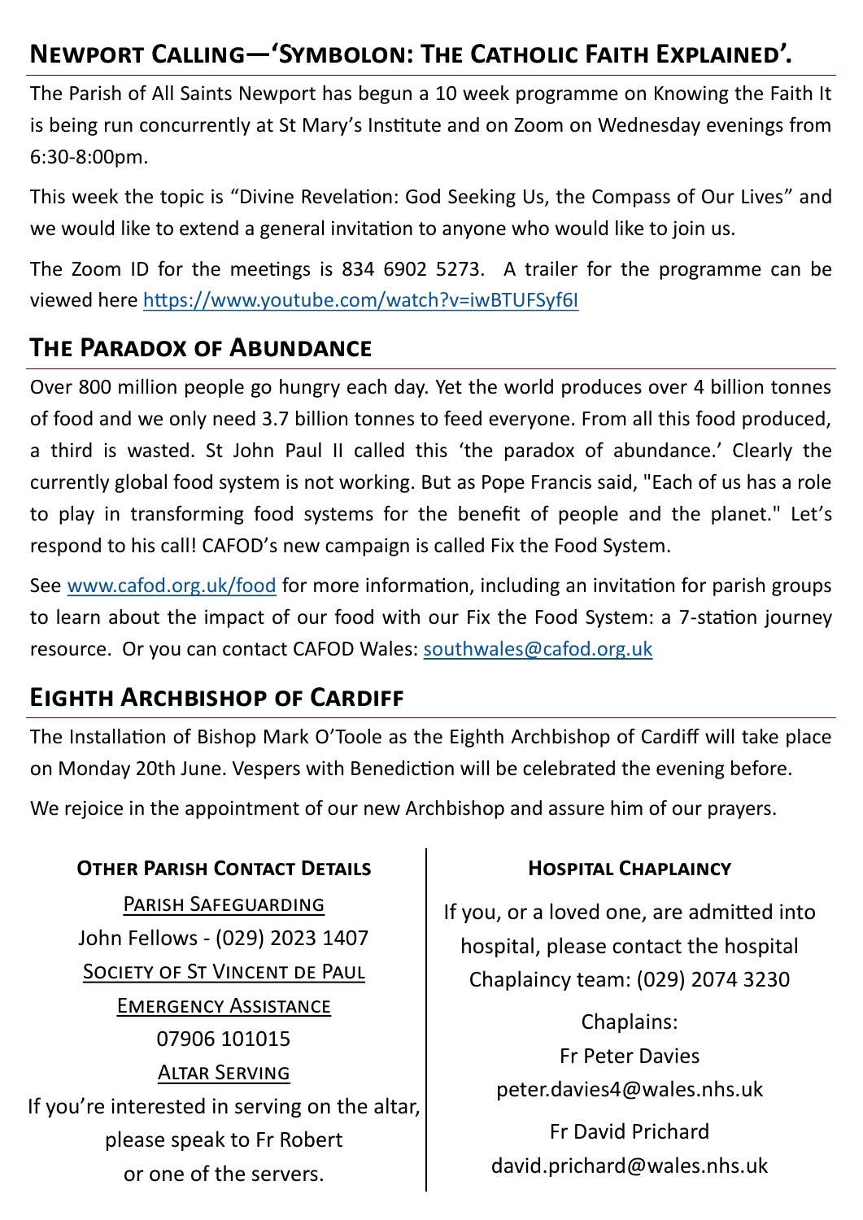## Newport Calling—'Symbolon: The Catholic Faith Explained'.

The Parish of All Saints Newport has begun a 10 week programme on Knowing the Faith It is being run concurrently at St Mary's Institute and on Zoom on Wednesday evenings from 6:30-8:00pm.

This week the topic is "Divine Revelation: God Seeking Us, the Compass of Our Lives" and we would like to extend a general invitation to anyone who would like to join us.

The Zoom ID for the meetings is 834 6902 5273. A trailer for the programme can be viewed here https://www.youtube.com/watch?v=iwBTUFSyf6I

## The Paradox of Abundance

Over 800 million people go hungry each day. Yet the world produces over 4 billion tonnes of food and we only need 3.7 billion tonnes to feed everyone. From all this food produced, a third is wasted. St John Paul II called this 'the paradox of abundance.' Clearly the currently global food system is not working. But as Pope Francis said, "Each of us has a role to play in transforming food systems for the benefit of people and the planet." Let's respond to his call! CAFOD's new campaign is called Fix the Food System.

See www.cafod.org.uk/food for more information, including an invitation for parish groups to learn about the impact of our food with our Fix the Food System: a 7-station journey resource. Or you can contact CAFOD Wales: southwales@cafod.org.uk

## Eighth Archbishop of Cardiff

The Installation of Bishop Mark O'Toole as the Eighth Archbishop of Cardiff will take place on Monday 20th June. Vespers with Benediction will be celebrated the evening before.

We rejoice in the appointment of our new Archbishop and assure him of our prayers.

### Other Parish Contact Details

Parish Safeguarding

John Fellows - (029) 2023 1407

Society of St Vincent de Paul

Emergency Assistance

07906 101015

Altar Serving

If you're interested in serving on the altar, please speak to Fr Robert or one of the servers.

### Hospital Chaplaincy

If you, or a loved one, are admitted into hospital, please contact the hospital Chaplaincy team: (029) 2074 3230

Chaplains:

Fr Peter Davies
peter.davies4@wales.nhs.uk

Fr David Prichard
david.prichard@wales.nhs.uk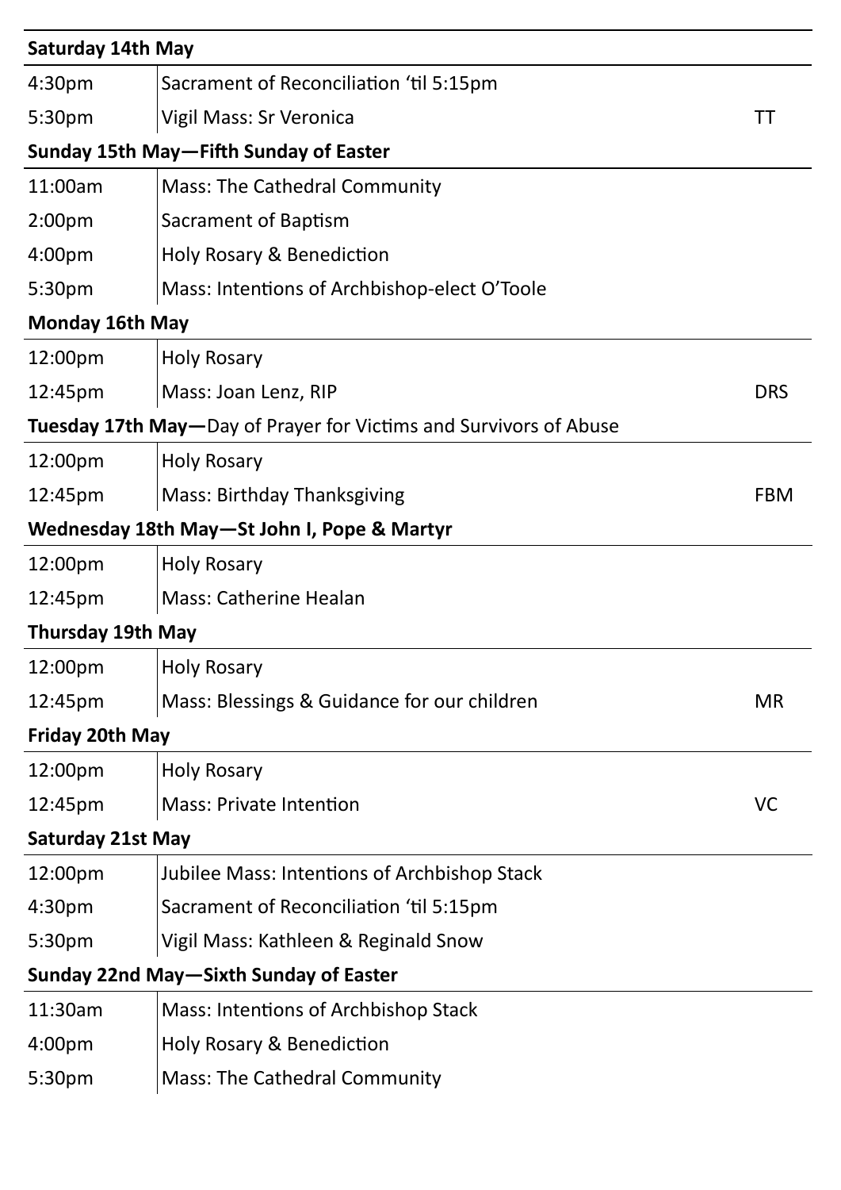| | | |
|---|---|---|
| **Saturday 14th May** | | |
| 4:30pm | Sacrament of Reconciliation ‘til 5:15pm | |
| 5:30pm | Vigil Mass: Sr Veronica | TT |
| **Sunday 15th May—Fifth Sunday of Easter** | | |
| 11:00am | Mass: The Cathedral Community | |
| 2:00pm | Sacrament of Baptism | |
| 4:00pm | Holy Rosary & Benediction | |
| 5:30pm | Mass: Intentions of Archbishop-elect O’Toole | |
| **Monday 16th May** | | |
| 12:00pm | Holy Rosary | |
| 12:45pm | Mass: Joan Lenz, RIP | DRS |
| **Tuesday 17th May**—Day of Prayer for Victims and Survivors of Abuse | | |
| 12:00pm | Holy Rosary | |
| 12:45pm | Mass: Birthday Thanksgiving | FBM |
| **Wednesday 18th May—St John I, Pope & Martyr** | | |
| 12:00pm | Holy Rosary | |
| 12:45pm | Mass: Catherine Healan | |
| **Thursday 19th May** | | |
| 12:00pm | Holy Rosary | |
| 12:45pm | Mass: Blessings & Guidance for our children | MR |
| **Friday 20th May** | | |
| 12:00pm | Holy Rosary | |
| 12:45pm | Mass: Private Intention | VC |
| **Saturday 21st May** | | |
| 12:00pm | Jubilee Mass: Intentions of Archbishop Stack | |
| 4:30pm | Sacrament of Reconciliation ‘til 5:15pm | |
| 5:30pm | Vigil Mass: Kathleen & Reginald Snow | |
| **Sunday 22nd May—Sixth Sunday of Easter** | | |
| 11:30am | Mass: Intentions of Archbishop Stack | |
| 4:00pm | Holy Rosary & Benediction | |
| 5:30pm | Mass: The Cathedral Community | |